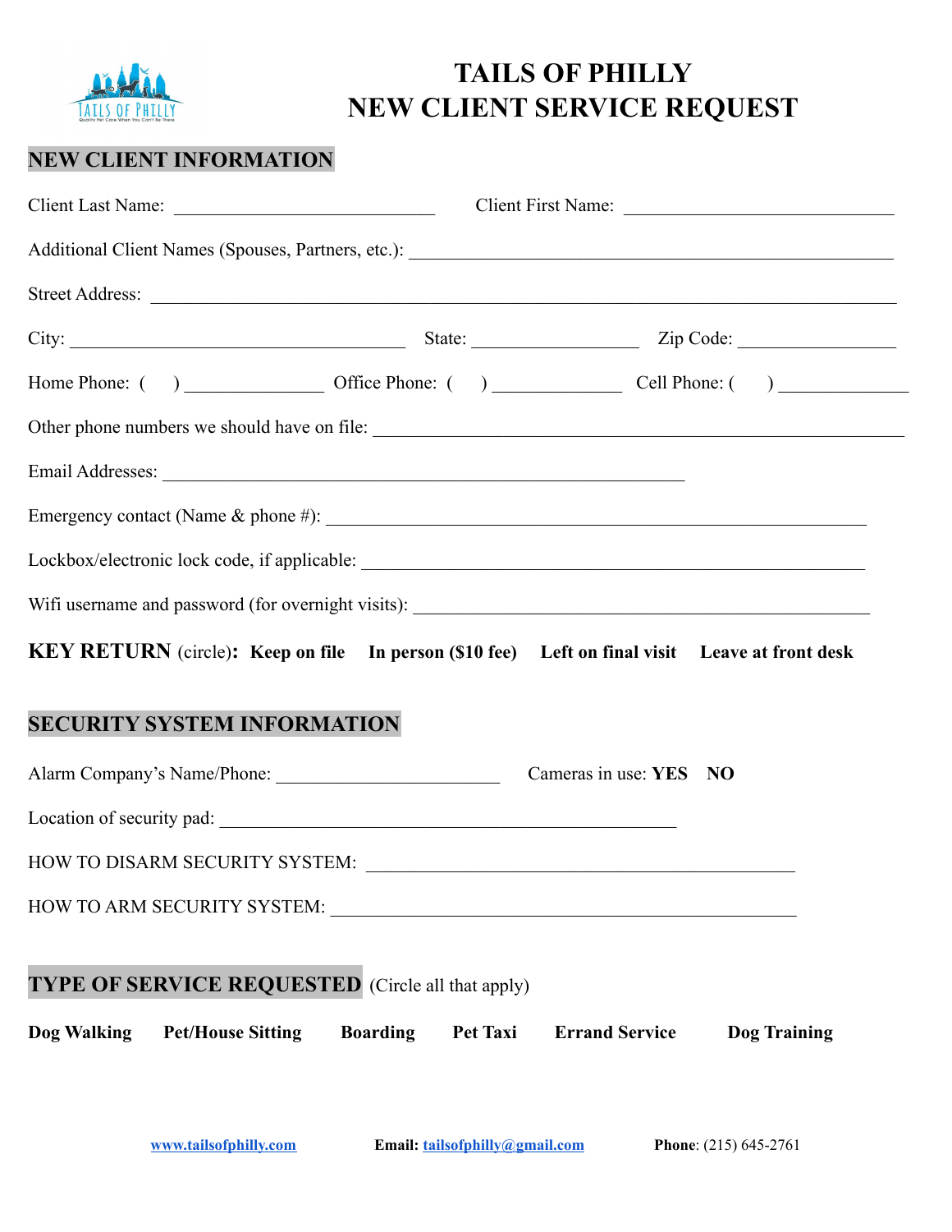# TAILS OF PHILLY
# NEW CLIENT SERVICE REQUEST

## NEW CLIENT INFORMATION

Client Last Name: ____________________________ Client First Name: ____________________________

Additional Client Names (Spouses, Partners, etc.): ____________________________________________________

Street Address: ________________________________________________________________________________

City: ___________________________________ State: _________________ Zip Code: ________________

Home Phone: (    ) ______________ Office Phone: (    ) _____________ Cell Phone: (    ) _____________

Other phone numbers we should have on file: _________________________________________________________

Email Addresses: _________________________________________________________

Emergency contact (Name & phone #): ____________________________________________________________

Lockbox/electronic lock code, if applicable: _______________________________________________________

Wifi username and password (for overnight visits): ________________________________________________

**KEY RETURN** (circle)**:** **Keep on file** **In person ($10 fee)** **Left on final visit** **Leave at front desk**

## SECURITY SYSTEM INFORMATION

Alarm Company's Name/Phone: ________________________ Cameras in use: **YES** **NO**

Location of security pad: __________________________________________________

HOW TO DISARM SECURITY SYSTEM: ______________________________________________

HOW TO ARM SECURITY SYSTEM: _________________________________________________

## TYPE OF SERVICE REQUESTED (Circle all that apply)

**Dog Walking** **Pet/House Sitting** **Boarding** **Pet Taxi** **Errand Service** **Dog Training**

**www.tailsofphilly.com** **Email: tailsofphilly@gmail.com** **Phone**: (215) 645-2761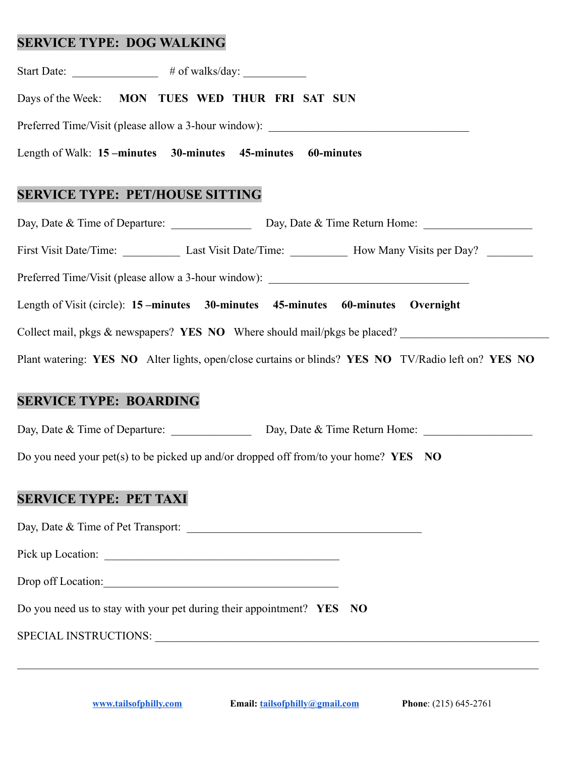## SERVICE TYPE: DOG WALKING

Start Date: _______________ # of walks/day: ___________

Days of the Week: **MON TUES WED THUR FRI SAT SUN**

Preferred Time/Visit (please allow a 3-hour window): ____________________________________

Length of Walk: **15 –minutes 30-minutes 45-minutes 60-minutes**

## SERVICE TYPE: PET/HOUSE SITTING

Day, Date & Time of Departure: ______________ Day, Date & Time Return Home: ___________________

First Visit Date/Time: __________ Last Visit Date/Time: __________ How Many Visits per Day? ________

Preferred Time/Visit (please allow a 3-hour window): ____________________________________

Length of Visit (circle): **15 –minutes 30-minutes 45-minutes 60-minutes Overnight**

Collect mail, pkgs & newspapers? **YES NO** Where should mail/pkgs be placed? __________________________

Plant watering: **YES NO** Alter lights, open/close curtains or blinds? **YES NO** TV/Radio left on? **YES NO**

## SERVICE TYPE: BOARDING

Day, Date & Time of Departure: ______________ Day, Date & Time Return Home: ___________________

Do you need your pet(s) to be picked up and/or dropped off from/to your home? **YES NO**

## SERVICE TYPE: PET TAXI

Day, Date & Time of Pet Transport: __________________________________________

Pick up Location: __________________________________________

Drop off Location:__________________________________________

Do you need us to stay with your pet during their appointment? **YES NO**

SPECIAL INSTRUCTIONS: ______________________________________________________________________

_____________________________________________________________________________________________

[www.tailsofphilly.com](http://www.tailsofphilly.com) **Email:** [tailsofphilly@gmail.com](mailto:tailsofphilly@gmail.com) **Phone**: (215) 645-2761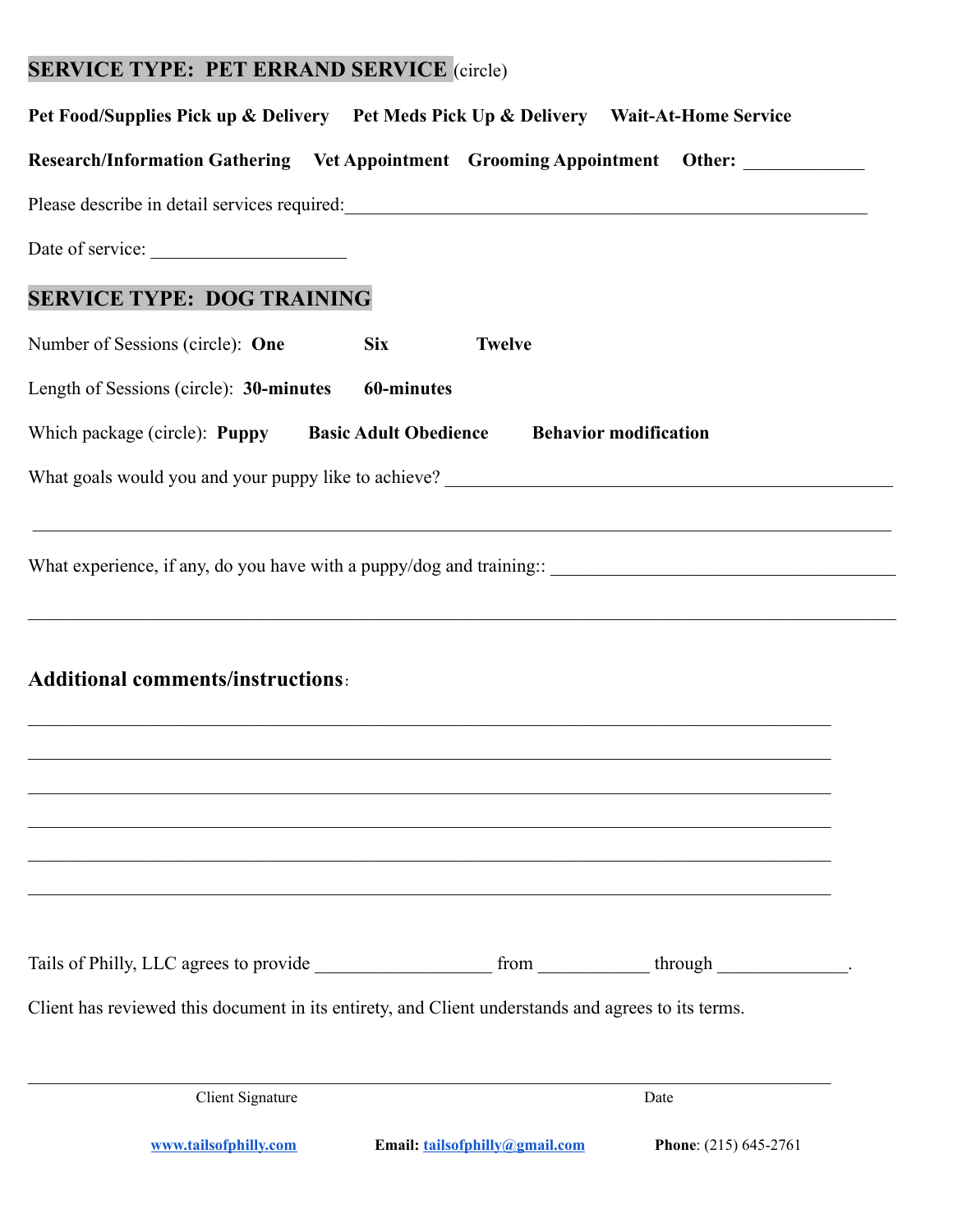## SERVICE TYPE: PET ERRAND SERVICE (circle)

**Pet Food/Supplies Pick up & Delivery** **Pet Meds Pick Up & Delivery** **Wait-At-Home Service**

**Research/Information Gathering** **Vet Appointment** **Grooming Appointment** **Other:** _____________

Please describe in detail services required:_________________________________________________________

Date of service: _____________________

## SERVICE TYPE: DOG TRAINING

Number of Sessions (circle): **One** **Six** **Twelve**

Length of Sessions (circle): **30-minutes** **60-minutes**

Which package (circle): **Puppy** **Basic Adult Obedience** **Behavior modification**

What goals would you and your puppy like to achieve? _________________________________________________

_______________________________________________________________________________________________

What experience, if any, do you have with a puppy/dog and training:: _____________________________________

_______________________________________________________________________________________________

### Additional comments/instructions:

_______________________________________________________________________________________

_______________________________________________________________________________________

_______________________________________________________________________________________

_______________________________________________________________________________________

_______________________________________________________________________________________

_______________________________________________________________________________________

Tails of Philly, LLC agrees to provide ___________________ from ____________ through ______________.

Client has reviewed this document in its entirety, and Client understands and agrees to its terms.

_______________________________________________________________________________________

Client Signature Date

www.tailsofphilly.com **Email:** tailsofphilly@gmail.com **Phone**: (215) 645-2761